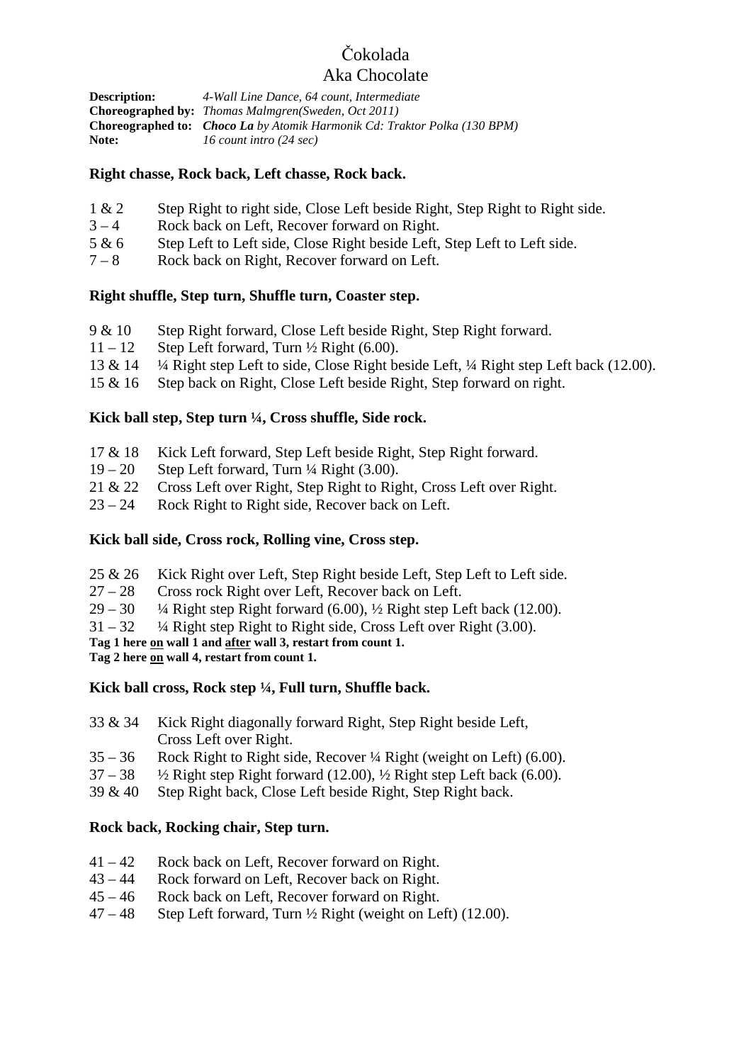# Čokolada

## Aka Chocolate

**Description:** *4-Wall Line Dance, 64 count, Intermediate*
**Choreographed by:** *Thomas Malmgren(Sweden, Oct 2011)*
**Choreographed to:** ***Choco La*** *by Atomik Harmonik Cd: Traktor Polka (130 BPM)*
**Note:** *16 count intro (24 sec)*

### Right chasse, Rock back, Left chasse, Rock back.

| | |
|---|---|
| 1 & 2 | Step Right to right side, Close Left beside Right, Step Right to Right side. |
| 3 – 4 | Rock back on Left, Recover forward on Right. |
| 5 & 6 | Step Left to Left side, Close Right beside Left, Step Left to Left side. |
| 7 – 8 | Rock back on Right, Recover forward on Left. |

### Right shuffle, Step turn, Shuffle turn, Coaster step.

| | |
|---|---|
| 9 & 10 | Step Right forward, Close Left beside Right, Step Right forward. |
| 11 – 12 | Step Left forward, Turn ½ Right (6.00). |
| 13 & 14 | ¼ Right step Left to side, Close Right beside Left, ¼ Right step Left back (12.00). |
| 15 & 16 | Step back on Right, Close Left beside Right, Step forward on right. |

### Kick ball step, Step turn ¼, Cross shuffle, Side rock.

| | |
|---|---|
| 17 & 18 | Kick Left forward, Step Left beside Right, Step Right forward. |
| 19 – 20 | Step Left forward, Turn ¼ Right (3.00). |
| 21 & 22 | Cross Left over Right, Step Right to Right, Cross Left over Right. |
| 23 – 24 | Rock Right to Right side, Recover back on Left. |

### Kick ball side, Cross rock, Rolling vine, Cross step.

| | |
|---|---|
| 25 & 26 | Kick Right over Left, Step Right beside Left, Step Left to Left side. |
| 27 – 28 | Cross rock Right over Left, Recover back on Left. |
| 29 – 30 | ¼ Right step Right forward (6.00), ½ Right step Left back (12.00). |
| 31 – 32 | ¼ Right step Right to Right side, Cross Left over Right (3.00). |

**Tag 1 here on wall 1 and after wall 3, restart from count 1.**
**Tag 2 here on wall 4, restart from count 1.**

### Kick ball cross, Rock step ¼, Full turn, Shuffle back.

| | |
|---|---|
| 33 & 34 | Kick Right diagonally forward Right, Step Right beside Left, Cross Left over Right. |
| 35 – 36 | Rock Right to Right side, Recover ¼ Right (weight on Left) (6.00). |
| 37 – 38 | ½ Right step Right forward (12.00), ½ Right step Left back (6.00). |
| 39 & 40 | Step Right back, Close Left beside Right, Step Right back. |

### Rock back, Rocking chair, Step turn.

| | |
|---|---|
| 41 – 42 | Rock back on Left, Recover forward on Right. |
| 43 – 44 | Rock forward on Left, Recover back on Right. |
| 45 – 46 | Rock back on Left, Recover forward on Right. |
| 47 – 48 | Step Left forward, Turn ½ Right (weight on Left) (12.00). |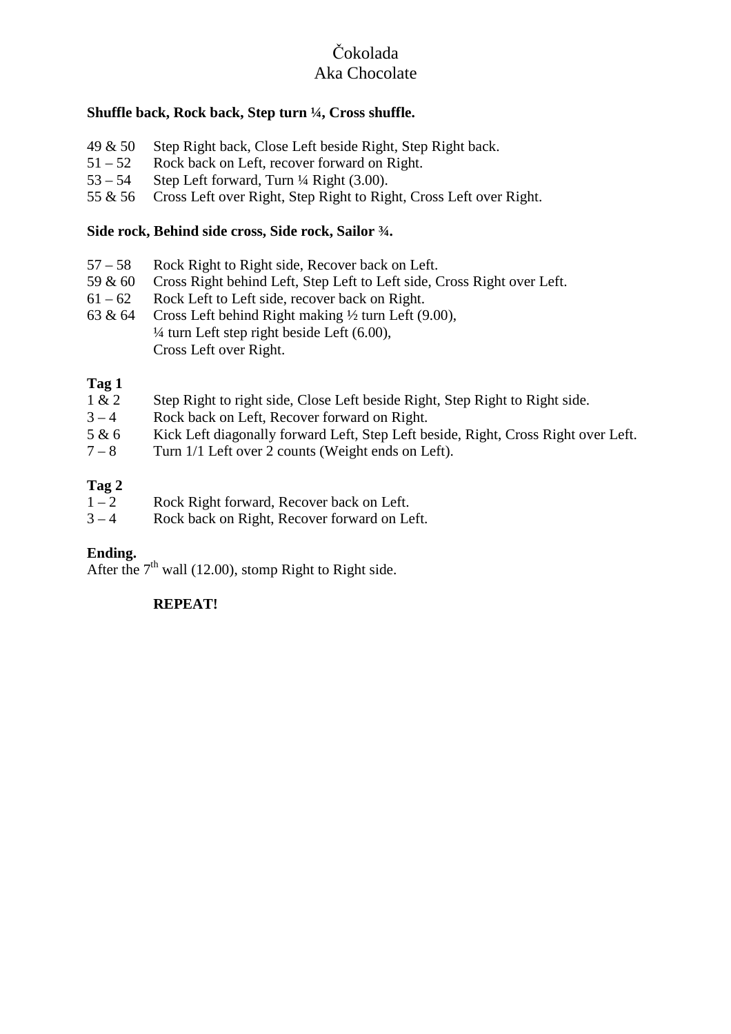# Čokolada
# Aka Chocolate

**Shuffle back, Rock back, Step turn ¼, Cross shuffle.**

| | |
|---|---|
| 49 & 50 | Step Right back, Close Left beside Right, Step Right back. |
| 51 – 52 | Rock back on Left, recover forward on Right. |
| 53 – 54 | Step Left forward, Turn ¼ Right (3.00). |
| 55 & 56 | Cross Left over Right, Step Right to Right, Cross Left over Right. |

**Side rock, Behind side cross, Side rock, Sailor ¾.**

| | |
|---|---|
| 57 – 58 | Rock Right to Right side, Recover back on Left. |
| 59 & 60 | Cross Right behind Left, Step Left to Left side, Cross Right over Left. |
| 61 – 62 | Rock Left to Left side, recover back on Right. |
| 63 & 64 | Cross Left behind Right making ½ turn Left (9.00), ¼ turn Left step right beside Left (6.00), Cross Left over Right. |

**Tag 1**

| | |
|---|---|
| 1 & 2 | Step Right to right side, Close Left beside Right, Step Right to Right side. |
| 3 – 4 | Rock back on Left, Recover forward on Right. |
| 5 & 6 | Kick Left diagonally forward Left, Step Left beside, Right, Cross Right over Left. |
| 7 – 8 | Turn 1/1 Left over 2 counts (Weight ends on Left). |

**Tag 2**

| | |
|---|---|
| 1 – 2 | Rock Right forward, Recover back on Left. |
| 3 – 4 | Rock back on Right, Recover forward on Left. |

**Ending.**
After the 7th wall (12.00), stomp Right to Right side.

**REPEAT!**